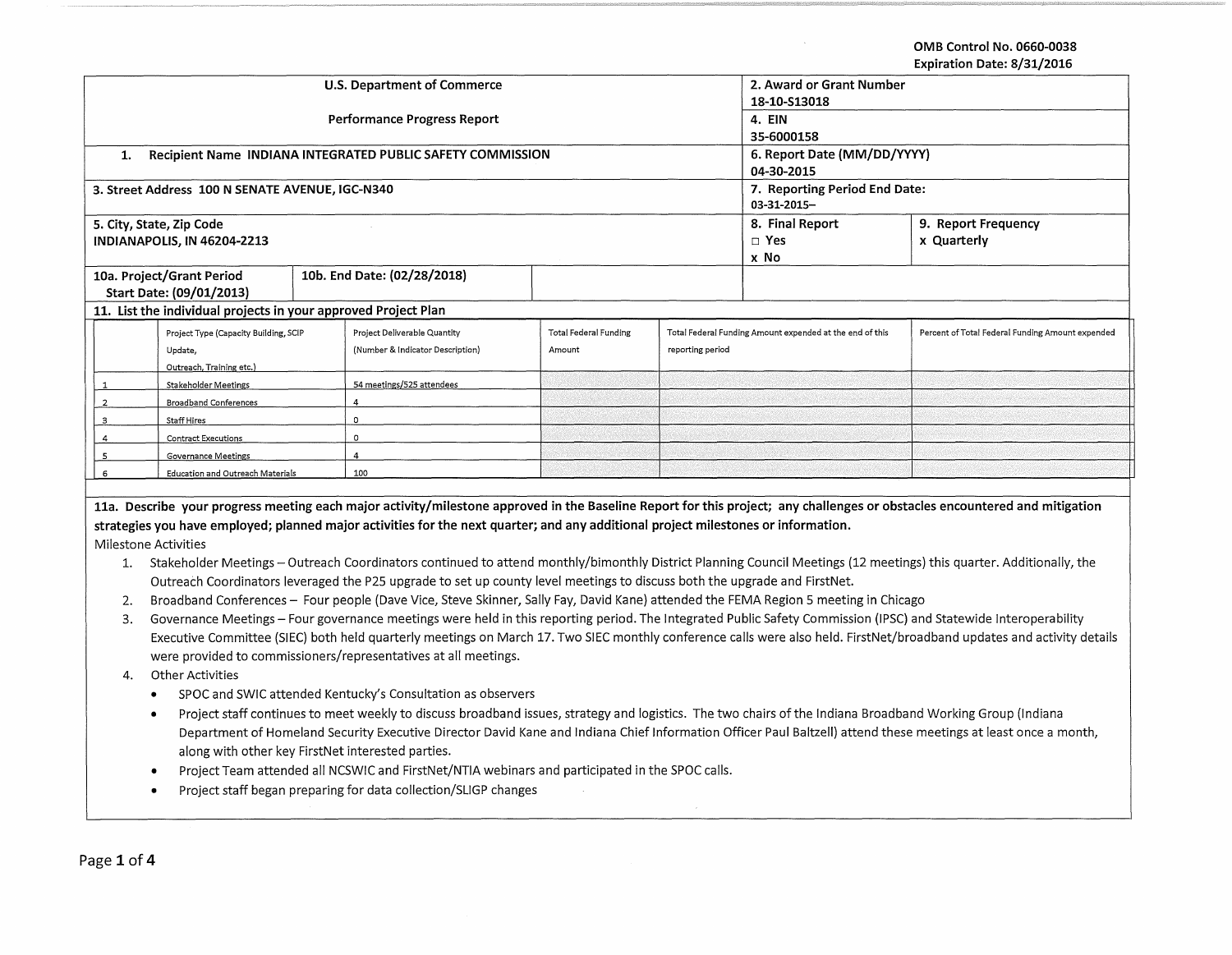OMB Control No. 0660-0038
Expiration Date: 8/31/2016

| U.S. Department of Commerce | | 2. Award or Grant Number | |
|---|---|---|---|
| | | 18-10-S13018 | |
| Performance Progress Report | | 4. EIN | |
| | | 35-6000158 | |
| 1. Recipient Name INDIANA INTEGRATED PUBLIC SAFETY COMMISSION | | 6. Report Date (MM/DD/YYYY) | |
| | | 04-30-2015 | |
| 3. Street Address 100 N SENATE AVENUE, IGC-N340 | | 7. Reporting Period End Date: | |
| | | 03-31-2015– | |
| 5. City, State, Zip Code | | 8. Final Report | 9. Report Frequency |
| INDIANAPOLIS, IN 46204-2213 | | □ Yes | x Quarterly |
| | | x No | |
| 10a. Project/Grant Period Start Date: (09/01/2013) | 10b. End Date: (02/28/2018) | | |

**11. List the individual projects in your approved Project Plan**

| | Project Type (Capacity Building, SCIP Update, Outreach, Training etc.) | Project Deliverable Quantity (Number & Indicator Description) | Total Federal Funding Amount | Total Federal Funding Amount expended at the end of this reporting period | Percent of Total Federal Funding Amount expended |
|---|---|---|---|---|---|
| 1 | Stakeholder Meetings | 54 meetings/525 attendees | | | |
| 2 | Broadband Conferences | 4 | | | |
| 3 | Staff Hires | 0 | | | |
| 4 | Contract Executions | 0 | | | |
| 5 | Governance Meetings | 4 | | | |
| 6 | Education and Outreach Materials | 100 | | | |

**11a. Describe your progress meeting each major activity/milestone approved in the Baseline Report for this project; any challenges or obstacles encountered and mitigation strategies you have employed; planned major activities for the next quarter; and any additional project milestones or information.**

Milestone Activities

1. Stakeholder Meetings – Outreach Coordinators continued to attend monthly/bimonthly District Planning Council Meetings (12 meetings) this quarter. Additionally, the Outreach Coordinators leveraged the P25 upgrade to set up county level meetings to discuss both the upgrade and FirstNet.
2. Broadband Conferences – Four people (Dave Vice, Steve Skinner, Sally Fay, David Kane) attended the FEMA Region 5 meeting in Chicago
3. Governance Meetings – Four governance meetings were held in this reporting period. The Integrated Public Safety Commission (IPSC) and Statewide Interoperability Executive Committee (SIEC) both held quarterly meetings on March 17. Two SIEC monthly conference calls were also held. FirstNet/broadband updates and activity details were provided to commissioners/representatives at all meetings.
4. Other Activities
   - SPOC and SWIC attended Kentucky's Consultation as observers
   - Project staff continues to meet weekly to discuss broadband issues, strategy and logistics. The two chairs of the Indiana Broadband Working Group (Indiana Department of Homeland Security Executive Director David Kane and Indiana Chief Information Officer Paul Baltzell) attend these meetings at least once a month, along with other key FirstNet interested parties.
   - Project Team attended all NCSWIC and FirstNet/NTIA webinars and participated in the SPOC calls.
   - Project staff began preparing for data collection/SLIGP changes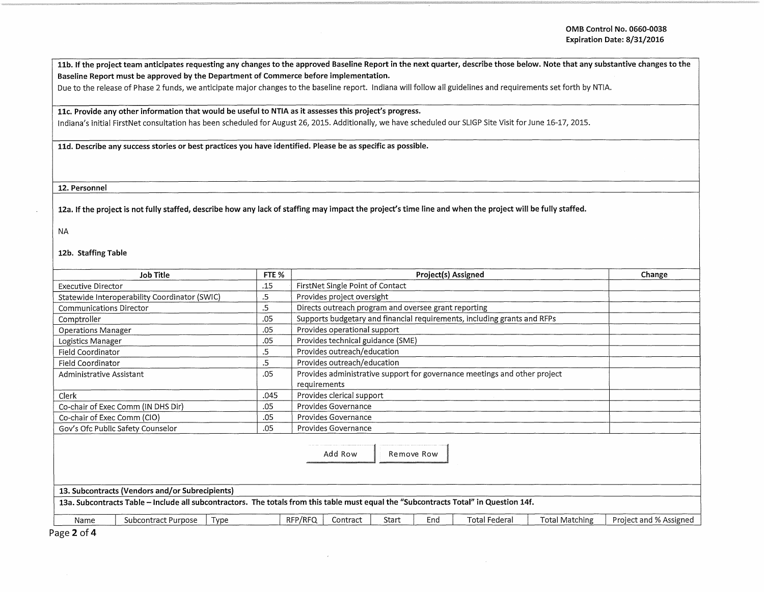**11b. If the project team anticipates requesting any changes to the approved Baseline Report in the next quarter, describe those below. Note that any substantive changes to the Baseline Report must be approved by the Department of Commerce before implementation.**

Due to the release of Phase 2 funds, we anticipate major changes to the baseline report. Indiana will follow all guidelines and requirements set forth by NTIA.

**11c. Provide any other information that would be useful to NTIA as it assesses this project's progress.**

Indiana's initial FirstNet consultation has been scheduled for August 26, 2015. Additionally, we have scheduled our SLIGP Site Visit for June 16-17, 2015.

**11d. Describe any success stories or best practices you have identified. Please be as specific as possible.**

## 12. Personnel

**12a. If the project is not fully staffed, describe how any lack of staffing may impact the project's time line and when the project will be fully staffed.**

NA

**12b. Staffing Table**

| Job Title | FTE % | Project(s) Assigned | Change |
|---|---|---|---|
| Executive Director | .15 | FirstNet Single Point of Contact | |
| Statewide Interoperability Coordinator (SWIC) | .5 | Provides project oversight | |
| Communications Director | .5 | Directs outreach program and oversee grant reporting | |
| Comptroller | .05 | Supports budgetary and financial requirements, including grants and RFPs | |
| Operations Manager | .05 | Provides operational support | |
| Logistics Manager | .05 | Provides technical guidance (SME) | |
| Field Coordinator | .5 | Provides outreach/education | |
| Field Coordinator | .5 | Provides outreach/education | |
| Administrative Assistant | .05 | Provides administrative support for governance meetings and other project requirements | |
| Clerk | .045 | Provides clerical support | |
| Co-chair of Exec Comm (IN DHS Dir) | .05 | Provides Governance | |
| Co-chair of Exec Comm (CIO) | .05 | Provides Governance | |
| Gov's Ofc Public Safety Counselor | .05 | Provides Governance | |

## 13. Subcontracts (Vendors and/or Subrecipients)

**13a. Subcontracts Table – Include all subcontractors. The totals from this table must equal the "Subcontracts Total" in Question 14f.**

| Name | Subcontract Purpose | Type | RFP/RFQ | Contract | Start | End | Total Federal | Total Matching | Project and % Assigned |
|---|---|---|---|---|---|---|---|---|---|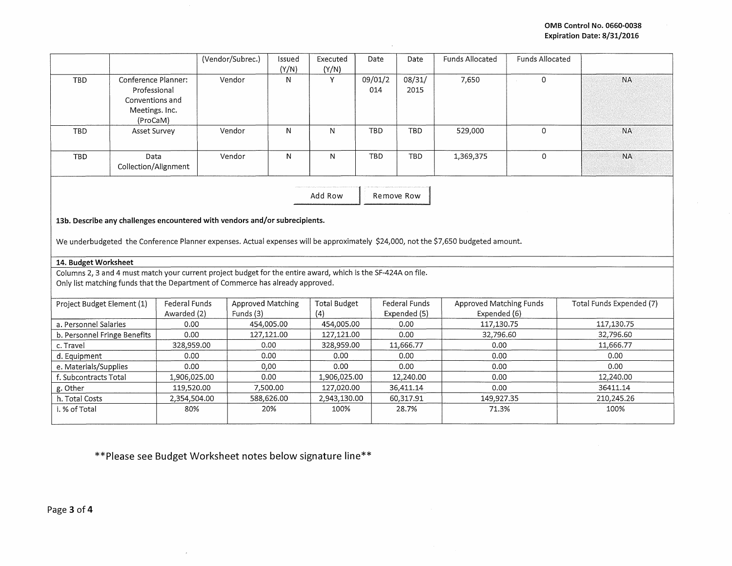|  |  | (Vendor/Subrec.) | Issued (Y/N) | Executed (Y/N) | Date | Date | Funds Allocated | Funds Allocated |  |
|---|---|---|---|---|---|---|---|---|---|
| TBD | Conference Planner: Professional Conventions and Meetings. Inc. (ProCaM) | Vendor | N | Y | 09/01/2014 | 08/31/2015 | 7,650 | 0 | NA |
| TBD | Asset Survey | Vendor | N | N | TBD | TBD | 529,000 | 0 | NA |
| TBD | Data Collection/Alignment | Vendor | N | N | TBD | TBD | 1,369,375 | 0 | NA |

Add Row | Remove Row

**13b. Describe any challenges encountered with vendors and/or subrecipients.**

We underbudgeted the Conference Planner expenses. Actual expenses will be approximately $24,000, not the $7,650 budgeted amount.

**14. Budget Worksheet**

Columns 2, 3 and 4 must match your current project budget for the entire award, which is the SF-424A on file.
Only list matching funds that the Department of Commerce has already approved.

| Project Budget Element (1) | Federal Funds Awarded (2) | Approved Matching Funds (3) | Total Budget (4) | Federal Funds Expended (5) | Approved Matching Funds Expended (6) | Total Funds Expended (7) |
|---|---|---|---|---|---|---|
| a. Personnel Salaries | 0.00 | 454,005.00 | 454,005.00 | 0.00 | 117,130.75 | 117,130.75 |
| b. Personnel Fringe Benefits | 0.00 | 127,121.00 | 127,121.00 | 0.00 | 32,796.60 | 32,796.60 |
| c. Travel | 328,959.00 | 0.00 | 328,959.00 | 11,666.77 | 0.00 | 11,666.77 |
| d. Equipment | 0.00 | 0.00 | 0.00 | 0.00 | 0.00 | 0.00 |
| e. Materials/Supplies | 0.00 | 0,00 | 0.00 | 0.00 | 0.00 | 0.00 |
| f. Subcontracts Total | 1,906,025.00 | 0.00 | 1,906,025.00 | 12,240.00 | 0.00 | 12,240.00 |
| g. Other | 119,520.00 | 7,500.00 | 127,020.00 | 36,411.14 | 0.00 | 36411.14 |
| h. Total Costs | 2,354,504.00 | 588,626.00 | 2,943,130.00 | 60,317.91 | 149,927.35 | 210,245.26 |
| i. % of Total | 80% | 20% | 100% | 28.7% | 71.3% | 100% |

**Please see Budget Worksheet notes below signature line**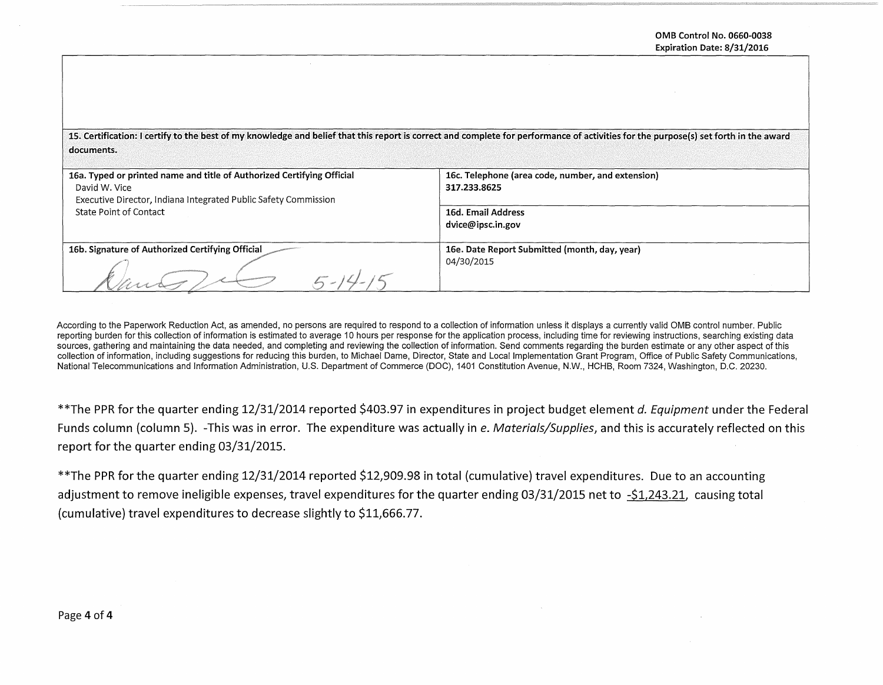OMB Control No. 0660-0038
Expiration Date: 8/31/2016

| | |
|---|---|
| | |
| **15. Certification: I certify to the best of my knowledge and belief that this report is correct and complete for performance of activities for the purpose(s) set forth in the award documents.** | |
| **16a. Typed or printed name and title of Authorized Certifying Official**<br>David W. Vice<br>Executive Director, Indiana Integrated Public Safety Commission<br>State Point of Contact | **16c. Telephone (area code, number, and extension)**<br>**317.233.8625**<br><br>**16d. Email Address**<br>**dvice@ipsc.in.gov** |
| **16b. Signature of Authorized Certifying Official**<br>5-14-15 | **16e. Date Report Submitted (month, day, year)**<br>04/30/2015 |

According to the Paperwork Reduction Act, as amended, no persons are required to respond to a collection of information unless it displays a currently valid OMB control number. Public reporting burden for this collection of information is estimated to average 10 hours per response for the application process, including time for reviewing instructions, searching existing data sources, gathering and maintaining the data needed, and completing and reviewing the collection of information. Send comments regarding the burden estimate or any other aspect of this collection of information, including suggestions for reducing this burden, to Michael Dame, Director, State and Local Implementation Grant Program, Office of Public Safety Communications, National Telecommunications and Information Administration, U.S. Department of Commerce (DOC), 1401 Constitution Avenue, N.W., HCHB, Room 7324, Washington, D.C. 20230.

**The PPR for the quarter ending 12/31/2014 reported $403.97 in expenditures in project budget element *d. Equipment* under the Federal Funds column (column 5). -This was in error. The expenditure was actually in *e. Materials/Supplies*, and this is accurately reflected on this report for the quarter ending 03/31/2015.

**The PPR for the quarter ending 12/31/2014 reported $12,909.98 in total (cumulative) travel expenditures. Due to an accounting adjustment to remove ineligible expenses, travel expenditures for the quarter ending 03/31/2015 net to <u>-$1,243.21</u>, causing total (cumulative) travel expenditures to decrease slightly to $11,666.77.